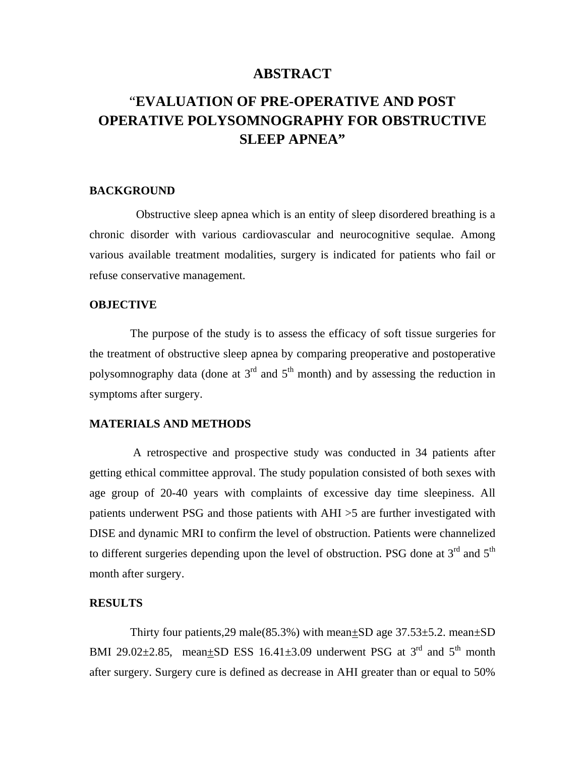# ABSTRACT

## "EVALUATION OF PRE-OPERATIVE AND POST OPERATIVE POLYSOMNOGRAPHY FOR OBSTRUCTIVE SLEEP APNEA"

### BACKGROUND

Obstructive sleep apnea which is an entity of sleep disordered breathing is a chronic disorder with various cardiovascular and neurocognitive sequlae. Among various available treatment modalities, surgery is indicated for patients who fail or refuse conservative management.

### OBJECTIVE

The purpose of the study is to assess the efficacy of soft tissue surgeries for the treatment of obstructive sleep apnea by comparing preoperative and postoperative polysomnography data (done at 3rd and 5th month) and by assessing the reduction in symptoms after surgery.

### MATERIALS AND METHODS

A retrospective and prospective study was conducted in 34 patients after getting ethical committee approval. The study population consisted of both sexes with age group of 20-40 years with complaints of excessive day time sleepiness. All patients underwent PSG and those patients with AHI >5 are further investigated with DISE and dynamic MRI to confirm the level of obstruction. Patients were channelized to different surgeries depending upon the level of obstruction. PSG done at 3rd and 5th month after surgery.

### RESULTS

Thirty four patients,29 male(85.3%) with mean±SD age 37.53±5.2. mean±SD BMI 29.02±2.85, mean±SD ESS 16.41±3.09 underwent PSG at 3rd and 5th month after surgery. Surgery cure is defined as decrease in AHI greater than or equal to 50%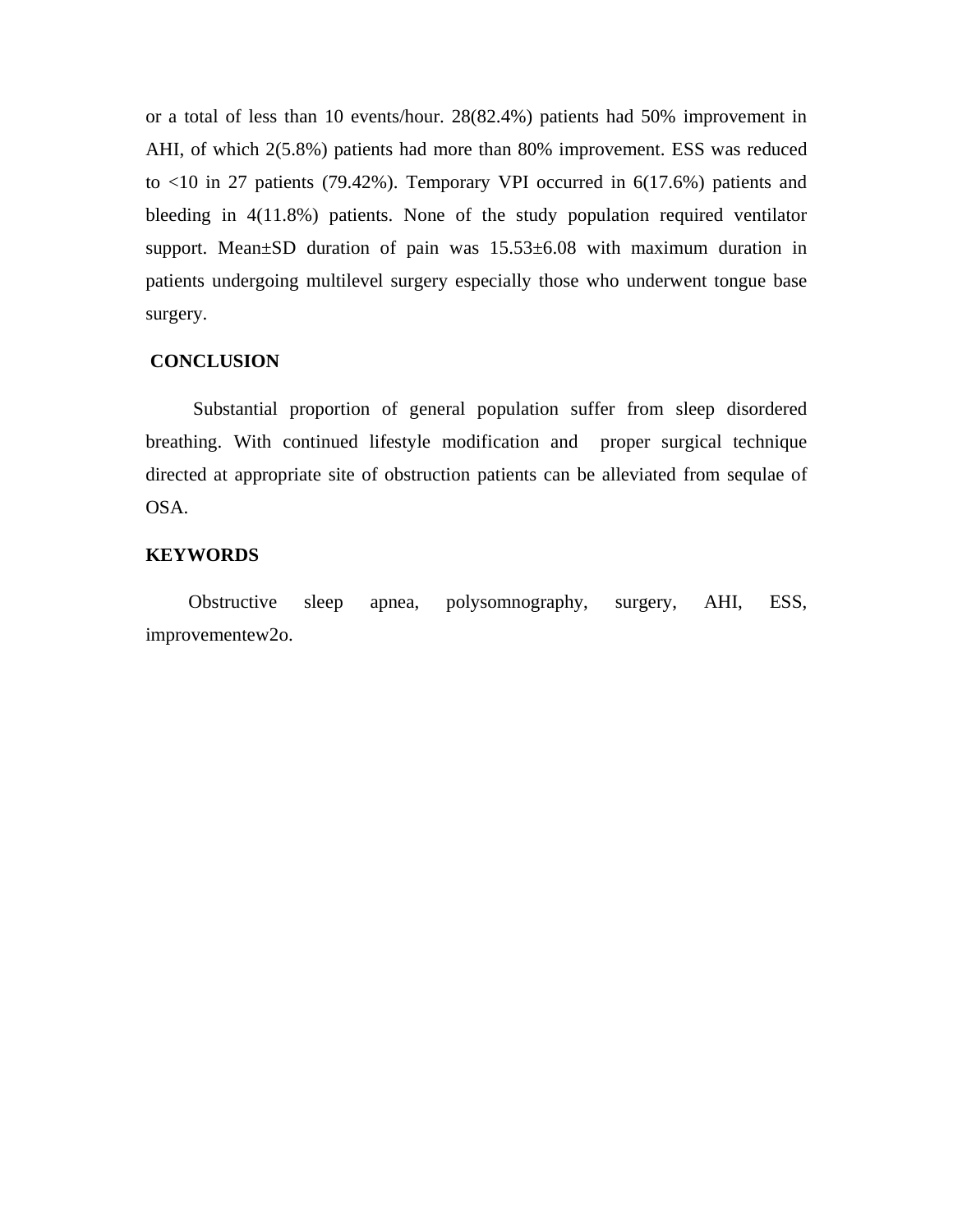or a total of less than 10 events/hour. 28(82.4%) patients had 50% improvement in AHI, of which 2(5.8%) patients had more than 80% improvement. ESS was reduced to <10 in 27 patients (79.42%). Temporary VPI occurred in 6(17.6%) patients and bleeding in 4(11.8%) patients. None of the study population required ventilator support. Mean±SD duration of pain was 15.53±6.08 with maximum duration in patients undergoing multilevel surgery especially those who underwent tongue base surgery.

**CONCLUSION**

Substantial proportion of general population suffer from sleep disordered breathing. With continued lifestyle modification and proper surgical technique directed at appropriate site of obstruction patients can be alleviated from sequlae of OSA.

**KEYWORDS**

Obstructive sleep apnea, polysomnography, surgery, AHI, ESS, improvementew2o.